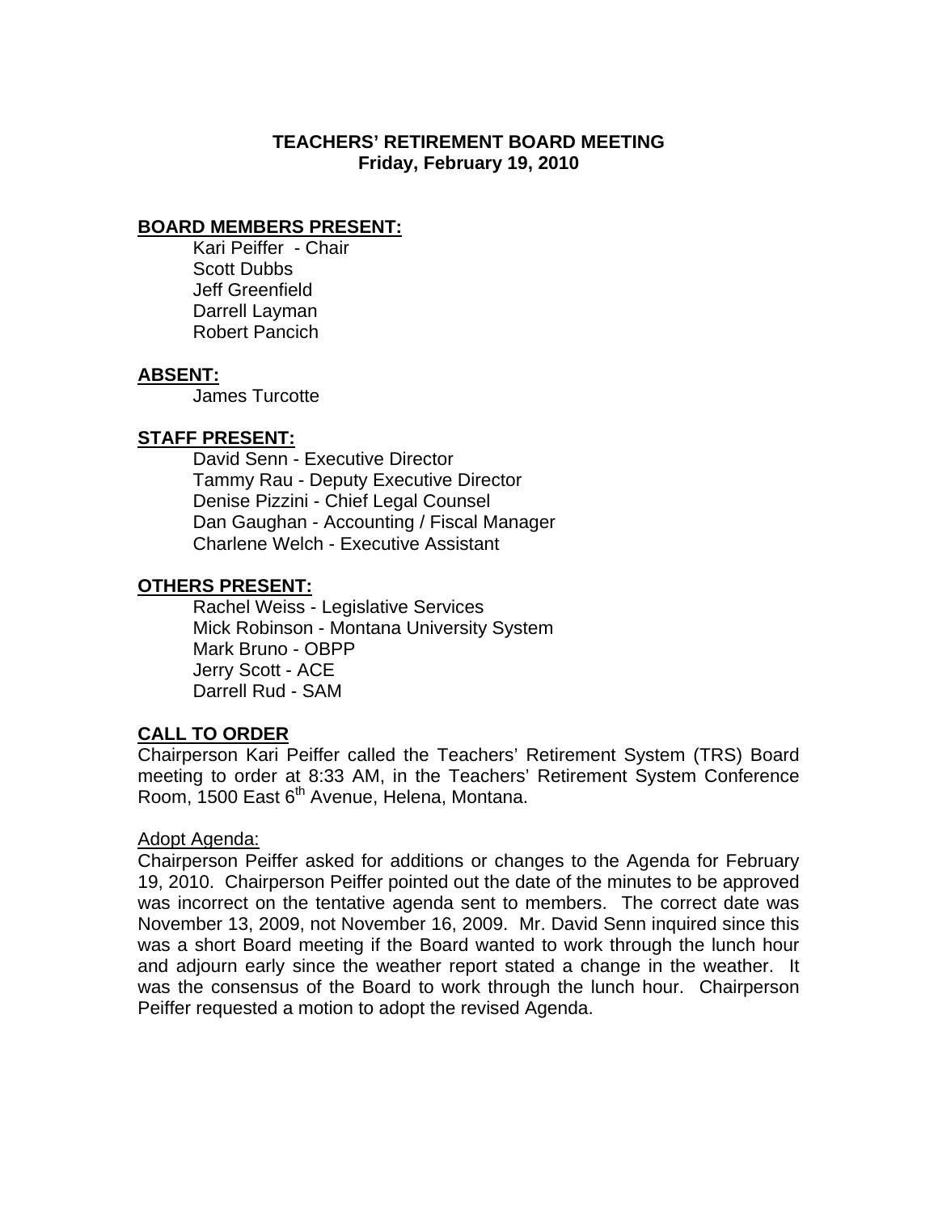# TEACHERS' RETIREMENT BOARD MEETING
## Friday, February 19, 2010

**BOARD MEMBERS PRESENT:**

Kari Peiffer - Chair
Scott Dubbs
Jeff Greenfield
Darrell Layman
Robert Pancich

**ABSENT:**

James Turcotte

**STAFF PRESENT:**

David Senn - Executive Director
Tammy Rau - Deputy Executive Director
Denise Pizzini - Chief Legal Counsel
Dan Gaughan - Accounting / Fiscal Manager
Charlene Welch - Executive Assistant

**OTHERS PRESENT:**

Rachel Weiss - Legislative Services
Mick Robinson - Montana University System
Mark Bruno - OBPP
Jerry Scott - ACE
Darrell Rud - SAM

**CALL TO ORDER**

Chairperson Kari Peiffer called the Teachers' Retirement System (TRS) Board meeting to order at 8:33 AM, in the Teachers' Retirement System Conference Room, 1500 East 6th Avenue, Helena, Montana.

Adopt Agenda:

Chairperson Peiffer asked for additions or changes to the Agenda for February 19, 2010. Chairperson Peiffer pointed out the date of the minutes to be approved was incorrect on the tentative agenda sent to members. The correct date was November 13, 2009, not November 16, 2009. Mr. David Senn inquired since this was a short Board meeting if the Board wanted to work through the lunch hour and adjourn early since the weather report stated a change in the weather. It was the consensus of the Board to work through the lunch hour. Chairperson Peiffer requested a motion to adopt the revised Agenda.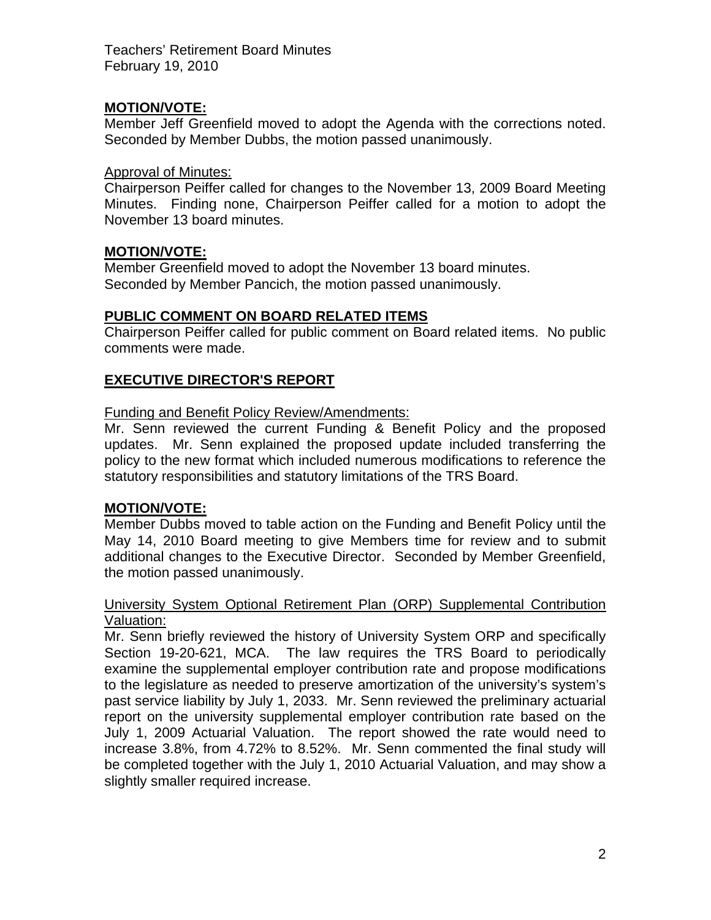**MOTION/VOTE:**
Member Jeff Greenfield moved to adopt the Agenda with the corrections noted. Seconded by Member Dubbs, the motion passed unanimously.

Approval of Minutes:
Chairperson Peiffer called for changes to the November 13, 2009 Board Meeting Minutes. Finding none, Chairperson Peiffer called for a motion to adopt the November 13 board minutes.

**MOTION/VOTE:**
Member Greenfield moved to adopt the November 13 board minutes.
Seconded by Member Pancich, the motion passed unanimously.

**PUBLIC COMMENT ON BOARD RELATED ITEMS**
Chairperson Peiffer called for public comment on Board related items. No public comments were made.

**EXECUTIVE DIRECTOR'S REPORT**

Funding and Benefit Policy Review/Amendments:
Mr. Senn reviewed the current Funding & Benefit Policy and the proposed updates. Mr. Senn explained the proposed update included transferring the policy to the new format which included numerous modifications to reference the statutory responsibilities and statutory limitations of the TRS Board.

**MOTION/VOTE:**
Member Dubbs moved to table action on the Funding and Benefit Policy until the May 14, 2010 Board meeting to give Members time for review and to submit additional changes to the Executive Director. Seconded by Member Greenfield, the motion passed unanimously.

University System Optional Retirement Plan (ORP) Supplemental Contribution Valuation:
Mr. Senn briefly reviewed the history of University System ORP and specifically Section 19-20-621, MCA. The law requires the TRS Board to periodically examine the supplemental employer contribution rate and propose modifications to the legislature as needed to preserve amortization of the university's system's past service liability by July 1, 2033. Mr. Senn reviewed the preliminary actuarial report on the university supplemental employer contribution rate based on the July 1, 2009 Actuarial Valuation. The report showed the rate would need to increase 3.8%, from 4.72% to 8.52%. Mr. Senn commented the final study will be completed together with the July 1, 2010 Actuarial Valuation, and may show a slightly smaller required increase.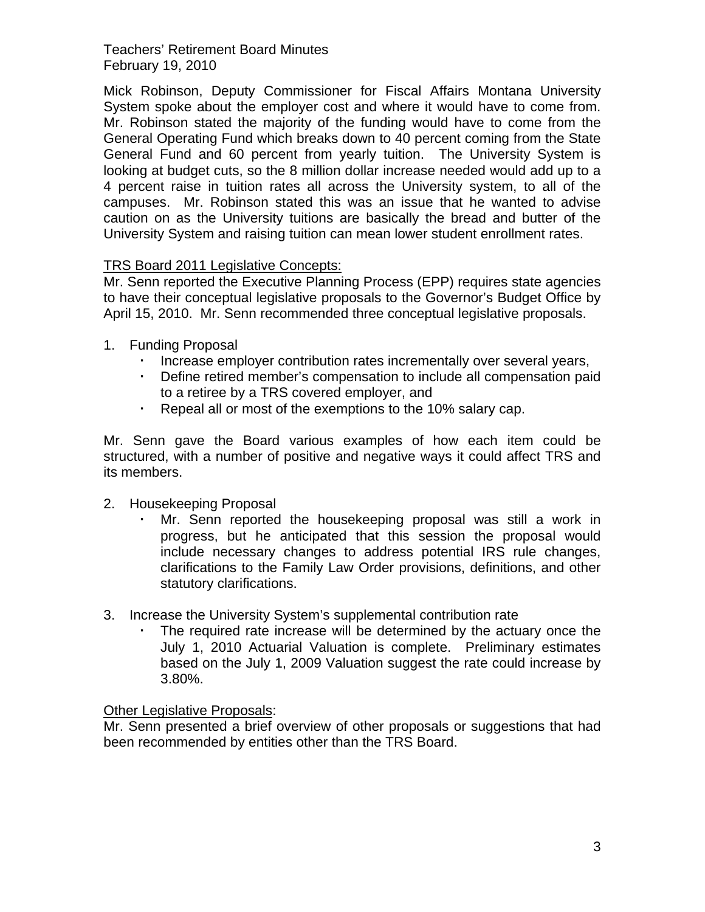Mick Robinson, Deputy Commissioner for Fiscal Affairs Montana University System spoke about the employer cost and where it would have to come from. Mr. Robinson stated the majority of the funding would have to come from the General Operating Fund which breaks down to 40 percent coming from the State General Fund and 60 percent from yearly tuition. The University System is looking at budget cuts, so the 8 million dollar increase needed would add up to a 4 percent raise in tuition rates all across the University system, to all of the campuses. Mr. Robinson stated this was an issue that he wanted to advise caution on as the University tuitions are basically the bread and butter of the University System and raising tuition can mean lower student enrollment rates.

<u>TRS Board 2011 Legislative Concepts:</u>
Mr. Senn reported the Executive Planning Process (EPP) requires state agencies to have their conceptual legislative proposals to the Governor's Budget Office by April 15, 2010. Mr. Senn recommended three conceptual legislative proposals.

1. Funding Proposal
   - Increase employer contribution rates incrementally over several years,
   - Define retired member's compensation to include all compensation paid to a retiree by a TRS covered employer, and
   - Repeal all or most of the exemptions to the 10% salary cap.

Mr. Senn gave the Board various examples of how each item could be structured, with a number of positive and negative ways it could affect TRS and its members.

2. Housekeeping Proposal
   - Mr. Senn reported the housekeeping proposal was still a work in progress, but he anticipated that this session the proposal would include necessary changes to address potential IRS rule changes, clarifications to the Family Law Order provisions, definitions, and other statutory clarifications.

3. Increase the University System's supplemental contribution rate
   - The required rate increase will be determined by the actuary once the July 1, 2010 Actuarial Valuation is complete. Preliminary estimates based on the July 1, 2009 Valuation suggest the rate could increase by 3.80%.

<u>Other Legislative Proposals</u>:
Mr. Senn presented a brief overview of other proposals or suggestions that had been recommended by entities other than the TRS Board.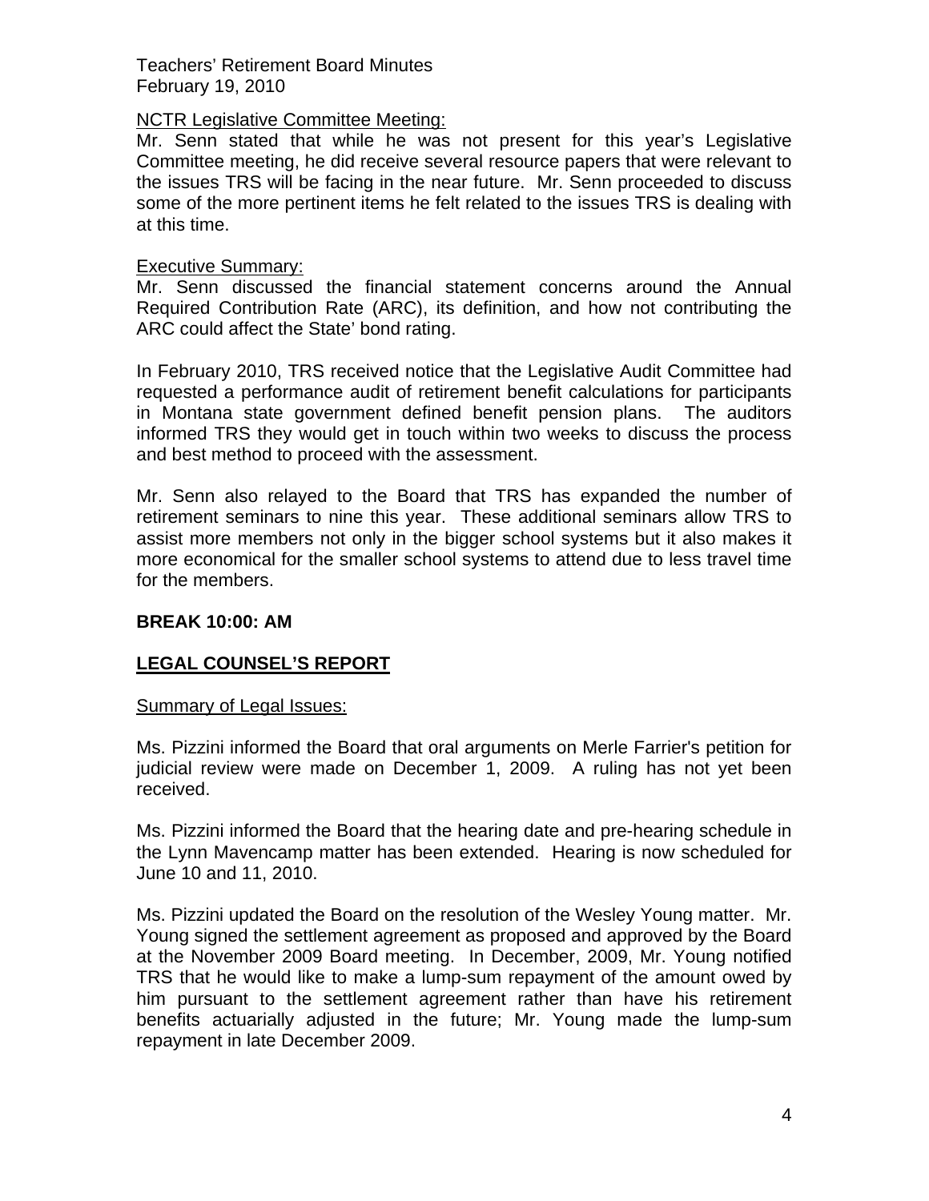NCTR Legislative Committee Meeting:
Mr. Senn stated that while he was not present for this year's Legislative Committee meeting, he did receive several resource papers that were relevant to the issues TRS will be facing in the near future. Mr. Senn proceeded to discuss some of the more pertinent items he felt related to the issues TRS is dealing with at this time.

Executive Summary:
Mr. Senn discussed the financial statement concerns around the Annual Required Contribution Rate (ARC), its definition, and how not contributing the ARC could affect the State' bond rating.

In February 2010, TRS received notice that the Legislative Audit Committee had requested a performance audit of retirement benefit calculations for participants in Montana state government defined benefit pension plans. The auditors informed TRS they would get in touch within two weeks to discuss the process and best method to proceed with the assessment.

Mr. Senn also relayed to the Board that TRS has expanded the number of retirement seminars to nine this year. These additional seminars allow TRS to assist more members not only in the bigger school systems but it also makes it more economical for the smaller school systems to attend due to less travel time for the members.

**BREAK 10:00: AM**

## LEGAL COUNSEL'S REPORT

Summary of Legal Issues:

Ms. Pizzini informed the Board that oral arguments on Merle Farrier's petition for judicial review were made on December 1, 2009. A ruling has not yet been received.

Ms. Pizzini informed the Board that the hearing date and pre-hearing schedule in the Lynn Mavencamp matter has been extended. Hearing is now scheduled for June 10 and 11, 2010.

Ms. Pizzini updated the Board on the resolution of the Wesley Young matter. Mr. Young signed the settlement agreement as proposed and approved by the Board at the November 2009 Board meeting. In December, 2009, Mr. Young notified TRS that he would like to make a lump-sum repayment of the amount owed by him pursuant to the settlement agreement rather than have his retirement benefits actuarially adjusted in the future; Mr. Young made the lump-sum repayment in late December 2009.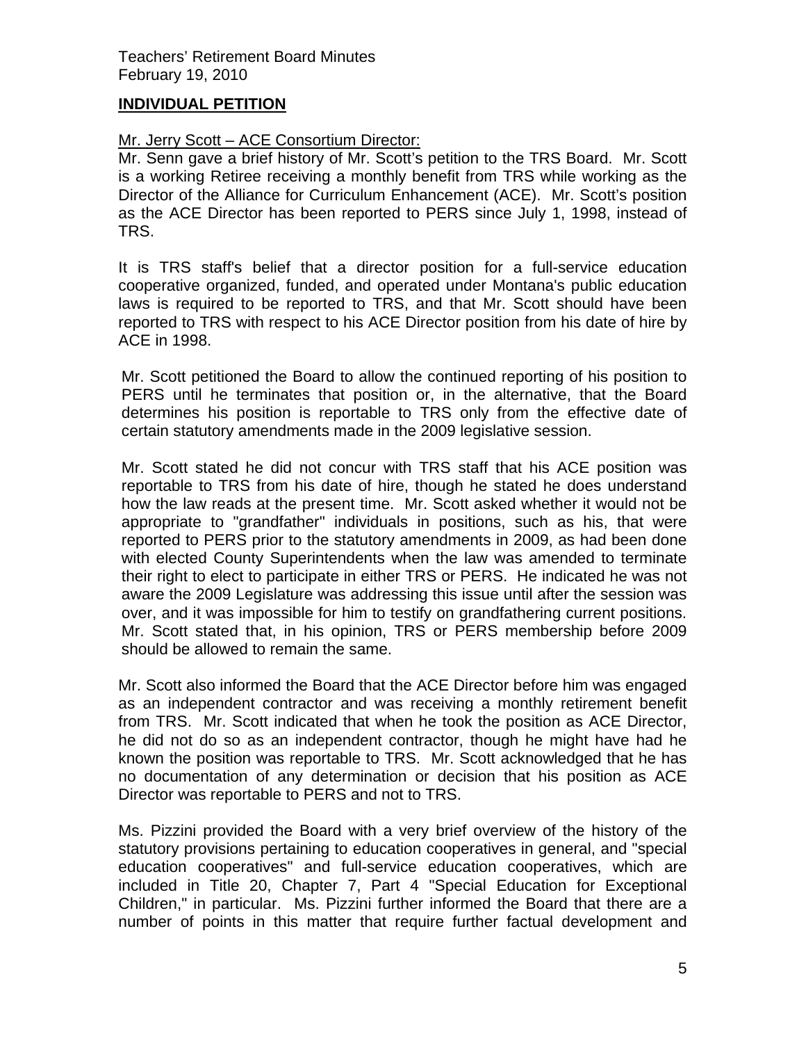## INDIVIDUAL PETITION

Mr. Jerry Scott – ACE Consortium Director:

Mr. Senn gave a brief history of Mr. Scott's petition to the TRS Board. Mr. Scott is a working Retiree receiving a monthly benefit from TRS while working as the Director of the Alliance for Curriculum Enhancement (ACE). Mr. Scott's position as the ACE Director has been reported to PERS since July 1, 1998, instead of TRS.

It is TRS staff's belief that a director position for a full-service education cooperative organized, funded, and operated under Montana's public education laws is required to be reported to TRS, and that Mr. Scott should have been reported to TRS with respect to his ACE Director position from his date of hire by ACE in 1998.

Mr. Scott petitioned the Board to allow the continued reporting of his position to PERS until he terminates that position or, in the alternative, that the Board determines his position is reportable to TRS only from the effective date of certain statutory amendments made in the 2009 legislative session.

Mr. Scott stated he did not concur with TRS staff that his ACE position was reportable to TRS from his date of hire, though he stated he does understand how the law reads at the present time. Mr. Scott asked whether it would not be appropriate to "grandfather" individuals in positions, such as his, that were reported to PERS prior to the statutory amendments in 2009, as had been done with elected County Superintendents when the law was amended to terminate their right to elect to participate in either TRS or PERS. He indicated he was not aware the 2009 Legislature was addressing this issue until after the session was over, and it was impossible for him to testify on grandfathering current positions. Mr. Scott stated that, in his opinion, TRS or PERS membership before 2009 should be allowed to remain the same.

Mr. Scott also informed the Board that the ACE Director before him was engaged as an independent contractor and was receiving a monthly retirement benefit from TRS. Mr. Scott indicated that when he took the position as ACE Director, he did not do so as an independent contractor, though he might have had he known the position was reportable to TRS. Mr. Scott acknowledged that he has no documentation of any determination or decision that his position as ACE Director was reportable to PERS and not to TRS.

Ms. Pizzini provided the Board with a very brief overview of the history of the statutory provisions pertaining to education cooperatives in general, and "special education cooperatives" and full-service education cooperatives, which are included in Title 20, Chapter 7, Part 4 "Special Education for Exceptional Children," in particular. Ms. Pizzini further informed the Board that there are a number of points in this matter that require further factual development and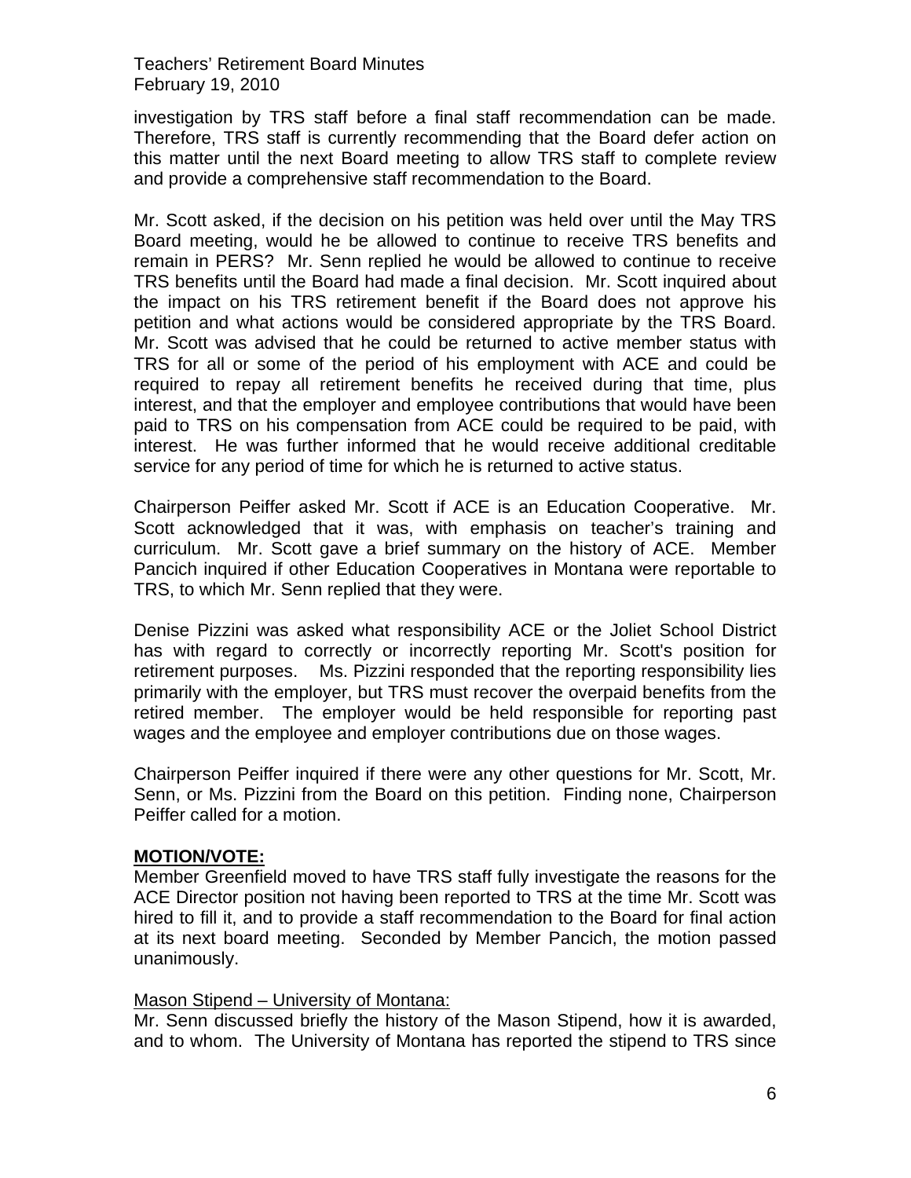investigation by TRS staff before a final staff recommendation can be made. Therefore, TRS staff is currently recommending that the Board defer action on this matter until the next Board meeting to allow TRS staff to complete review and provide a comprehensive staff recommendation to the Board.

Mr. Scott asked, if the decision on his petition was held over until the May TRS Board meeting, would he be allowed to continue to receive TRS benefits and remain in PERS? Mr. Senn replied he would be allowed to continue to receive TRS benefits until the Board had made a final decision. Mr. Scott inquired about the impact on his TRS retirement benefit if the Board does not approve his petition and what actions would be considered appropriate by the TRS Board. Mr. Scott was advised that he could be returned to active member status with TRS for all or some of the period of his employment with ACE and could be required to repay all retirement benefits he received during that time, plus interest, and that the employer and employee contributions that would have been paid to TRS on his compensation from ACE could be required to be paid, with interest. He was further informed that he would receive additional creditable service for any period of time for which he is returned to active status.

Chairperson Peiffer asked Mr. Scott if ACE is an Education Cooperative. Mr. Scott acknowledged that it was, with emphasis on teacher's training and curriculum. Mr. Scott gave a brief summary on the history of ACE. Member Pancich inquired if other Education Cooperatives in Montana were reportable to TRS, to which Mr. Senn replied that they were.

Denise Pizzini was asked what responsibility ACE or the Joliet School District has with regard to correctly or incorrectly reporting Mr. Scott's position for retirement purposes. Ms. Pizzini responded that the reporting responsibility lies primarily with the employer, but TRS must recover the overpaid benefits from the retired member. The employer would be held responsible for reporting past wages and the employee and employer contributions due on those wages.

Chairperson Peiffer inquired if there were any other questions for Mr. Scott, Mr. Senn, or Ms. Pizzini from the Board on this petition. Finding none, Chairperson Peiffer called for a motion.

**MOTION/VOTE:**
Member Greenfield moved to have TRS staff fully investigate the reasons for the ACE Director position not having been reported to TRS at the time Mr. Scott was hired to fill it, and to provide a staff recommendation to the Board for final action at its next board meeting. Seconded by Member Pancich, the motion passed unanimously.

Mason Stipend – University of Montana:
Mr. Senn discussed briefly the history of the Mason Stipend, how it is awarded, and to whom. The University of Montana has reported the stipend to TRS since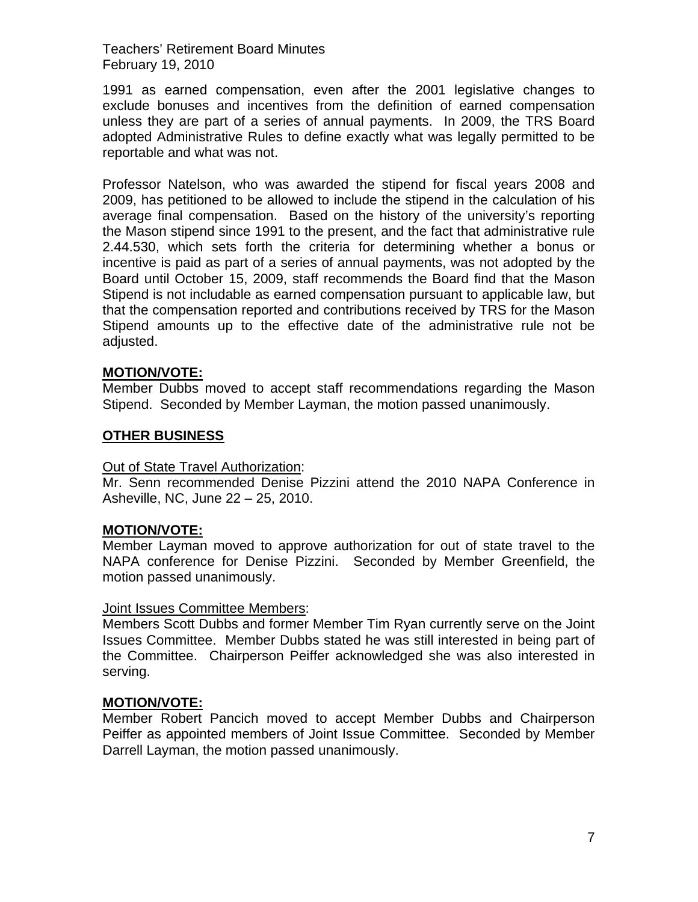1991 as earned compensation, even after the 2001 legislative changes to exclude bonuses and incentives from the definition of earned compensation unless they are part of a series of annual payments. In 2009, the TRS Board adopted Administrative Rules to define exactly what was legally permitted to be reportable and what was not.

Professor Natelson, who was awarded the stipend for fiscal years 2008 and 2009, has petitioned to be allowed to include the stipend in the calculation of his average final compensation. Based on the history of the university's reporting the Mason stipend since 1991 to the present, and the fact that administrative rule 2.44.530, which sets forth the criteria for determining whether a bonus or incentive is paid as part of a series of annual payments, was not adopted by the Board until October 15, 2009, staff recommends the Board find that the Mason Stipend is not includable as earned compensation pursuant to applicable law, but that the compensation reported and contributions received by TRS for the Mason Stipend amounts up to the effective date of the administrative rule not be adjusted.

**MOTION/VOTE:**
Member Dubbs moved to accept staff recommendations regarding the Mason Stipend. Seconded by Member Layman, the motion passed unanimously.

## OTHER BUSINESS

Out of State Travel Authorization:
Mr. Senn recommended Denise Pizzini attend the 2010 NAPA Conference in Asheville, NC, June 22 – 25, 2010.

**MOTION/VOTE:**
Member Layman moved to approve authorization for out of state travel to the NAPA conference for Denise Pizzini. Seconded by Member Greenfield, the motion passed unanimously.

Joint Issues Committee Members:
Members Scott Dubbs and former Member Tim Ryan currently serve on the Joint Issues Committee. Member Dubbs stated he was still interested in being part of the Committee. Chairperson Peiffer acknowledged she was also interested in serving.

**MOTION/VOTE:**
Member Robert Pancich moved to accept Member Dubbs and Chairperson Peiffer as appointed members of Joint Issue Committee. Seconded by Member Darrell Layman, the motion passed unanimously.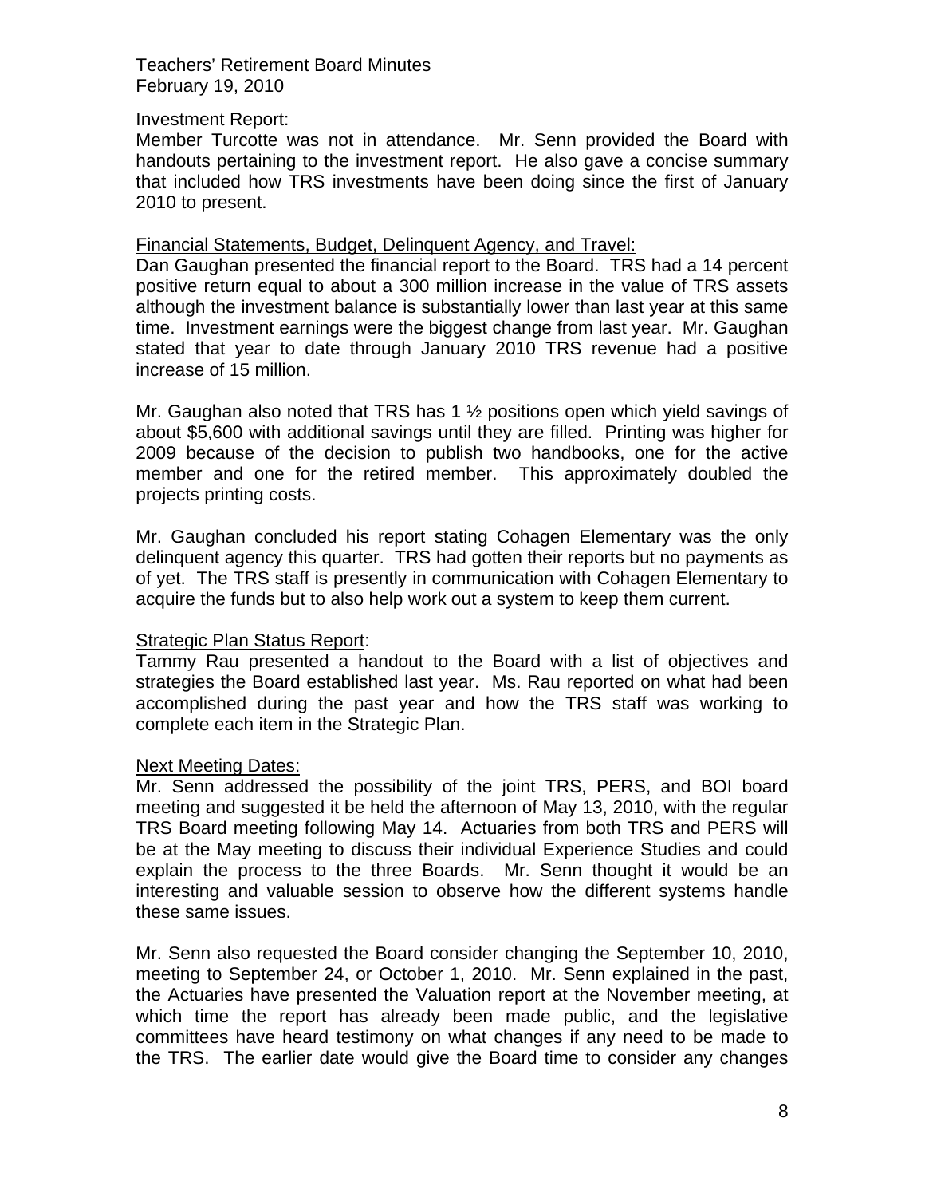Investment Report:

Member Turcotte was not in attendance. Mr. Senn provided the Board with handouts pertaining to the investment report. He also gave a concise summary that included how TRS investments have been doing since the first of January 2010 to present.

Financial Statements, Budget, Delinquent Agency, and Travel:

Dan Gaughan presented the financial report to the Board. TRS had a 14 percent positive return equal to about a 300 million increase in the value of TRS assets although the investment balance is substantially lower than last year at this same time. Investment earnings were the biggest change from last year. Mr. Gaughan stated that year to date through January 2010 TRS revenue had a positive increase of 15 million.

Mr. Gaughan also noted that TRS has 1 ½ positions open which yield savings of about $5,600 with additional savings until they are filled. Printing was higher for 2009 because of the decision to publish two handbooks, one for the active member and one for the retired member. This approximately doubled the projects printing costs.

Mr. Gaughan concluded his report stating Cohagen Elementary was the only delinquent agency this quarter. TRS had gotten their reports but no payments as of yet. The TRS staff is presently in communication with Cohagen Elementary to acquire the funds but to also help work out a system to keep them current.

Strategic Plan Status Report:

Tammy Rau presented a handout to the Board with a list of objectives and strategies the Board established last year. Ms. Rau reported on what had been accomplished during the past year and how the TRS staff was working to complete each item in the Strategic Plan.

Next Meeting Dates:

Mr. Senn addressed the possibility of the joint TRS, PERS, and BOI board meeting and suggested it be held the afternoon of May 13, 2010, with the regular TRS Board meeting following May 14. Actuaries from both TRS and PERS will be at the May meeting to discuss their individual Experience Studies and could explain the process to the three Boards. Mr. Senn thought it would be an interesting and valuable session to observe how the different systems handle these same issues.

Mr. Senn also requested the Board consider changing the September 10, 2010, meeting to September 24, or October 1, 2010. Mr. Senn explained in the past, the Actuaries have presented the Valuation report at the November meeting, at which time the report has already been made public, and the legislative committees have heard testimony on what changes if any need to be made to the TRS. The earlier date would give the Board time to consider any changes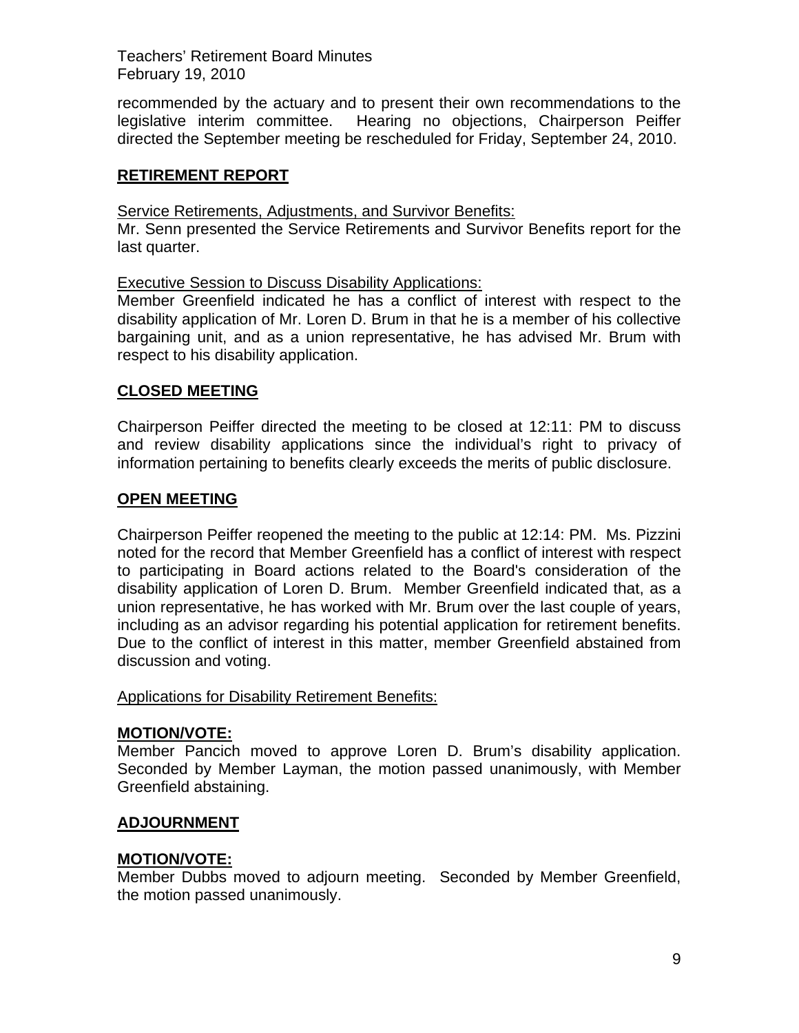recommended by the actuary and to present their own recommendations to the legislative interim committee. Hearing no objections, Chairperson Peiffer directed the September meeting be rescheduled for Friday, September 24, 2010.

## RETIREMENT REPORT

Service Retirements, Adjustments, and Survivor Benefits:

Mr. Senn presented the Service Retirements and Survivor Benefits report for the last quarter.

Executive Session to Discuss Disability Applications:

Member Greenfield indicated he has a conflict of interest with respect to the disability application of Mr. Loren D. Brum in that he is a member of his collective bargaining unit, and as a union representative, he has advised Mr. Brum with respect to his disability application.

## CLOSED MEETING

Chairperson Peiffer directed the meeting to be closed at 12:11: PM to discuss and review disability applications since the individual's right to privacy of information pertaining to benefits clearly exceeds the merits of public disclosure.

## OPEN MEETING

Chairperson Peiffer reopened the meeting to the public at 12:14: PM. Ms. Pizzini noted for the record that Member Greenfield has a conflict of interest with respect to participating in Board actions related to the Board's consideration of the disability application of Loren D. Brum. Member Greenfield indicated that, as a union representative, he has worked with Mr. Brum over the last couple of years, including as an advisor regarding his potential application for retirement benefits. Due to the conflict of interest in this matter, member Greenfield abstained from discussion and voting.

Applications for Disability Retirement Benefits:

**MOTION/VOTE:**

Member Pancich moved to approve Loren D. Brum's disability application. Seconded by Member Layman, the motion passed unanimously, with Member Greenfield abstaining.

## ADJOURNMENT

**MOTION/VOTE:**

Member Dubbs moved to adjourn meeting. Seconded by Member Greenfield, the motion passed unanimously.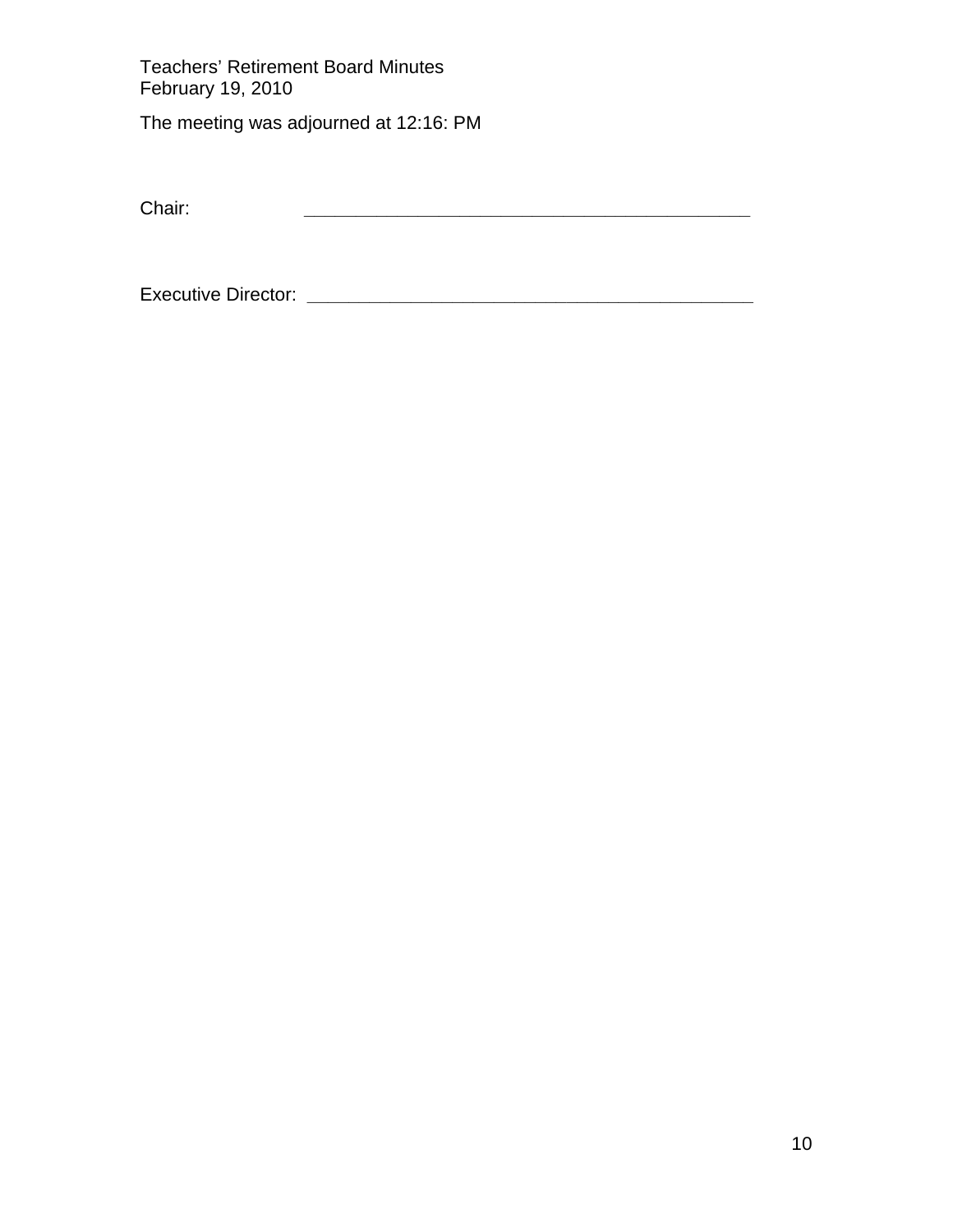The meeting was adjourned at 12:16: PM

Chair: ____________________________________________

Executive Director: ____________________________________________